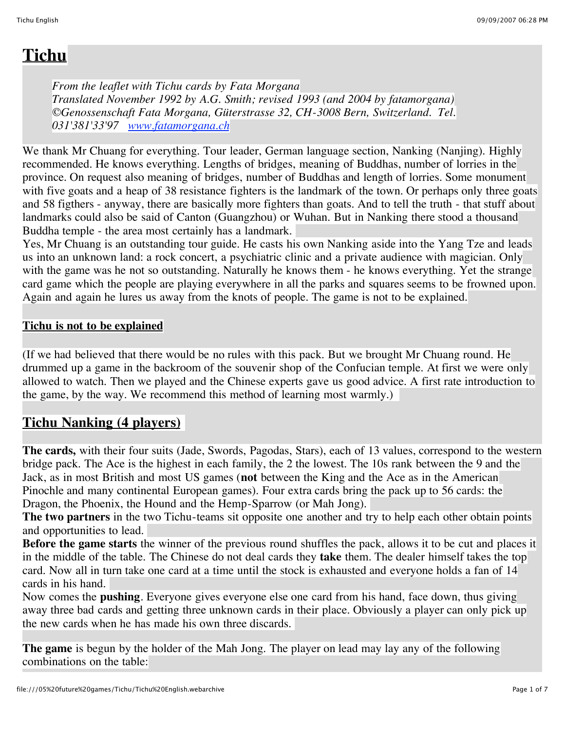# Tichu

*From the leaflet with Tichu cards by Fata Morgana*
*Translated November 1992 by A.G. Smith; revised 1993 (and 2004 by fatamorgana)*
*©Genossenschaft Fata Morgana, Güterstrasse 32, CH-3008 Bern, Switzerland. Tel. 031'381'33'97* [*www.fatamorgana.ch*](http://www.fatamorgana.ch)

We thank Mr Chuang for everything. Tour leader, German language section, Nanking (Nanjing). Highly recommended. He knows everything. Lengths of bridges, meaning of Buddhas, number of lorries in the province. On request also meaning of bridges, number of Buddhas and length of lorries. Some monument with five goats and a heap of 38 resistance fighters is the landmark of the town. Or perhaps only three goats and 58 figthers - anyway, there are basically more fighters than goats. And to tell the truth - that stuff about landmarks could also be said of Canton (Guangzhou) or Wuhan. But in Nanking there stood a thousand Buddha temple - the area most certainly has a landmark.
Yes, Mr Chuang is an outstanding tour guide. He casts his own Nanking aside into the Yang Tze and leads us into an unknown land: a rock concert, a psychiatric clinic and a private audience with magician. Only with the game was he not so outstanding. Naturally he knows them - he knows everything. Yet the strange card game which the people are playing everywhere in all the parks and squares seems to be frowned upon. Again and again he lures us away from the knots of people. The game is not to be explained.

### Tichu is not to be explained

(If we had believed that there would be no rules with this pack. But we brought Mr Chuang round. He drummed up a game in the backroom of the souvenir shop of the Confucian temple. At first we were only allowed to watch. Then we played and the Chinese experts gave us good advice. A first rate introduction to the game, by the way. We recommend this method of learning most warmly.)

## Tichu Nanking (4 players)

**The cards,** with their four suits (Jade, Swords, Pagodas, Stars), each of 13 values, correspond to the western bridge pack. The Ace is the highest in each family, the 2 the lowest. The 10s rank between the 9 and the Jack, as in most British and most US games (**not** between the King and the Ace as in the American Pinochle and many continental European games). Four extra cards bring the pack up to 56 cards: the Dragon, the Phoenix, the Hound and the Hemp-Sparrow (or Mah Jong).
**The two partners** in the two Tichu-teams sit opposite one another and try to help each other obtain points and opportunities to lead.
**Before the game starts** the winner of the previous round shuffles the pack, allows it to be cut and places it in the middle of the table. The Chinese do not deal cards they **take** them. The dealer himself takes the top card. Now all in turn take one card at a time until the stock is exhausted and everyone holds a fan of 14 cards in his hand.
Now comes the **pushing**. Everyone gives everyone else one card from his hand, face down, thus giving away three bad cards and getting three unknown cards in their place. Obviously a player can only pick up the new cards when he has made his own three discards.

**The game** is begun by the holder of the Mah Jong. The player on lead may lay any of the following combinations on the table: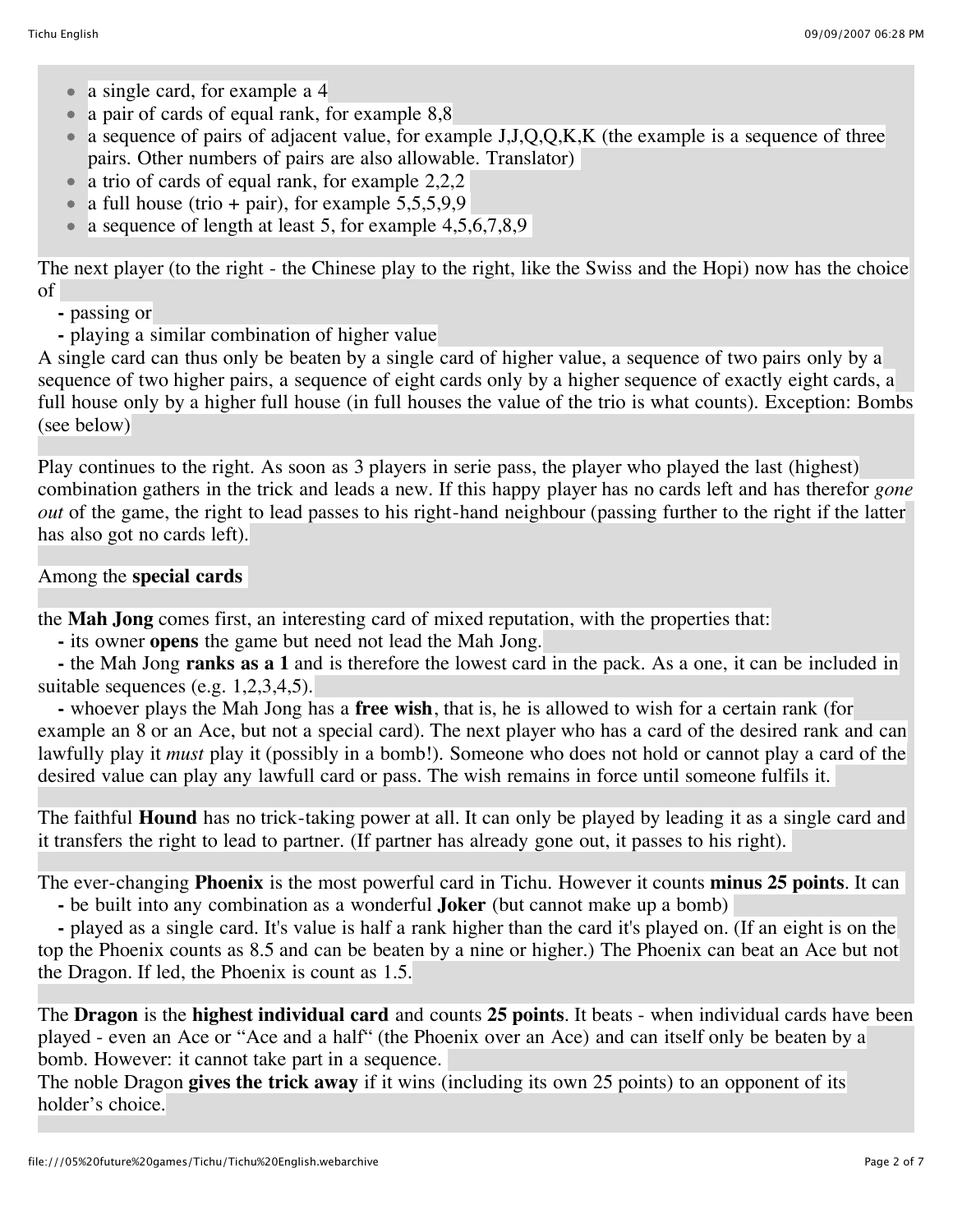- a single card, for example a 4
- a pair of cards of equal rank, for example 8,8
- a sequence of pairs of adjacent value, for example J,J,Q,Q,K,K (the example is a sequence of three pairs. Other numbers of pairs are also allowable. Translator)
- a trio of cards of equal rank, for example 2,2,2
- a full house (trio + pair), for example 5,5,5,9,9
- a sequence of length at least 5, for example 4,5,6,7,8,9

The next player (to the right - the Chinese play to the right, like the Swiss and the Hopi) now has the choice of

- passing or
- playing a similar combination of higher value

A single card can thus only be beaten by a single card of higher value, a sequence of two pairs only by a sequence of two higher pairs, a sequence of eight cards only by a higher sequence of exactly eight cards, a full house only by a higher full house (in full houses the value of the trio is what counts). Exception: Bombs (see below)

Play continues to the right. As soon as 3 players in serie pass, the player who played the last (highest) combination gathers in the trick and leads a new. If this happy player has no cards left and has therefor *gone out* of the game, the right to lead passes to his right-hand neighbour (passing further to the right if the latter has also got no cards left).

Among the **special cards**

the **Mah Jong** comes first, an interesting card of mixed reputation, with the properties that:

- its owner **opens** the game but need not lead the Mah Jong.
- the Mah Jong **ranks as a 1** and is therefore the lowest card in the pack. As a one, it can be included in suitable sequences (e.g. 1,2,3,4,5).
- whoever plays the Mah Jong has a **free wish**, that is, he is allowed to wish for a certain rank (for example an 8 or an Ace, but not a special card). The next player who has a card of the desired rank and can lawfully play it *must* play it (possibly in a bomb!). Someone who does not hold or cannot play a card of the desired value can play any lawfull card or pass. The wish remains in force until someone fulfils it.

The faithful **Hound** has no trick-taking power at all. It can only be played by leading it as a single card and it transfers the right to lead to partner. (If partner has already gone out, it passes to his right).

The ever-changing **Phoenix** is the most powerful card in Tichu. However it counts **minus 25 points**. It can

- be built into any combination as a wonderful **Joker** (but cannot make up a bomb)
- played as a single card. It's value is half a rank higher than the card it's played on. (If an eight is on the top the Phoenix counts as 8.5 and can be beaten by a nine or higher.) The Phoenix can beat an Ace but not the Dragon. If led, the Phoenix is count as 1.5.

The **Dragon** is the **highest individual card** and counts **25 points**. It beats - when individual cards have been played - even an Ace or "Ace and a half" (the Phoenix over an Ace) and can itself only be beaten by a bomb. However: it cannot take part in a sequence.
The noble Dragon **gives the trick away** if it wins (including its own 25 points) to an opponent of its holder's choice.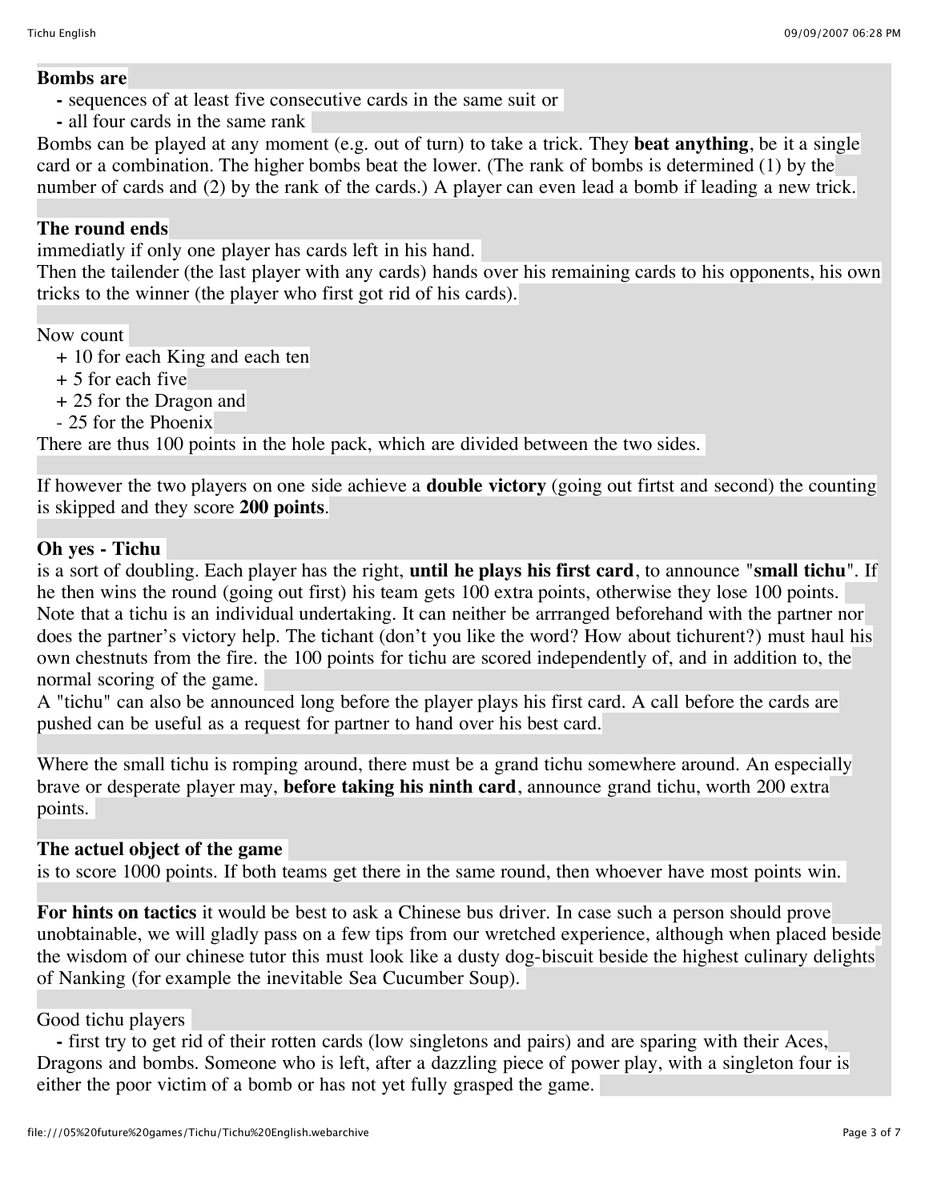**Bombs are**

- sequences of at least five consecutive cards in the same suit or
- all four cards in the same rank

Bombs can be played at any moment (e.g. out of turn) to take a trick. They **beat anything**, be it a single card or a combination. The higher bombs beat the lower. (The rank of bombs is determined (1) by the number of cards and (2) by the rank of the cards.) A player can even lead a bomb if leading a new trick.

**The round ends**
immediatly if only one player has cards left in his hand.
Then the tailender (the last player with any cards) hands over his remaining cards to his opponents, his own tricks to the winner (the player who first got rid of his cards).

Now count

+ 10 for each King and each ten
+ 5 for each five
+ 25 for the Dragon and
- 25 for the Phoenix

There are thus 100 points in the hole pack, which are divided between the two sides.

If however the two players on one side achieve a **double victory** (going out firtst and second) the counting is skipped and they score **200 points**.

**Oh yes - Tichu**
is a sort of doubling. Each player has the right, **until he plays his first card**, to announce "**small tichu**". If he then wins the round (going out first) his team gets 100 extra points, otherwise they lose 100 points. Note that a tichu is an individual undertaking. It can neither be arrranged beforehand with the partner nor does the partner's victory help. The tichant (don't you like the word? How about tichurent?) must haul his own chestnuts from the fire. the 100 points for tichu are scored independently of, and in addition to, the normal scoring of the game.
A "tichu" can also be announced long before the player plays his first card. A call before the cards are pushed can be useful as a request for partner to hand over his best card.

Where the small tichu is romping around, there must be a grand tichu somewhere around. An especially brave or desperate player may, **before taking his ninth card**, announce grand tichu, worth 200 extra points.

**The actuel object of the game**
is to score 1000 points. If both teams get there in the same round, then whoever have most points win.

**For hints on tactics** it would be best to ask a Chinese bus driver. In case such a person should prove unobtainable, we will gladly pass on a few tips from our wretched experience, although when placed beside the wisdom of our chinese tutor this must look like a dusty dog-biscuit beside the highest culinary delights of Nanking (for example the inevitable Sea Cucumber Soup).

Good tichu players

- first try to get rid of their rotten cards (low singletons and pairs) and are sparing with their Aces, Dragons and bombs. Someone who is left, after a dazzling piece of power play, with a singleton four is either the poor victim of a bomb or has not yet fully grasped the game.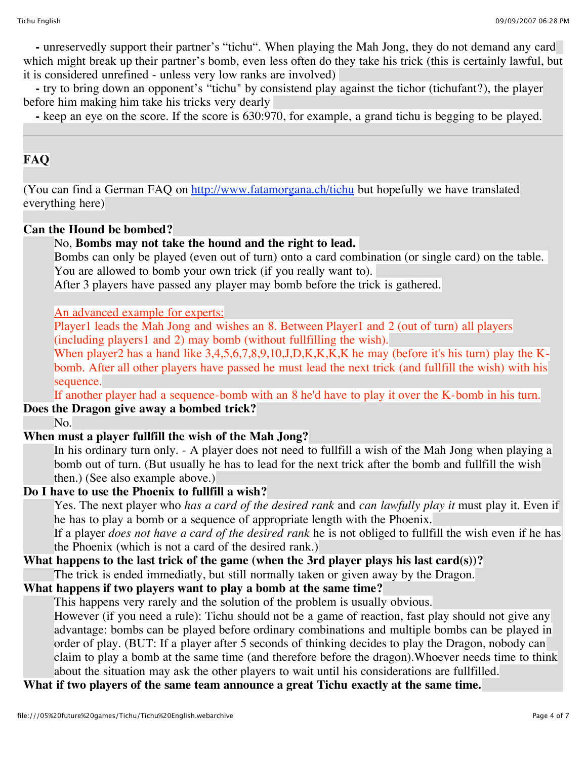- unreservedly support their partner's "tichu". When playing the Mah Jong, they do not demand any card which might break up their partner's bomb, even less often do they take his trick (this is certainly lawful, but it is considered unrefined - unless very low ranks are involved)

- try to bring down an opponent's "tichu" by consistend play against the tichor (tichufant?), the player before him making him take his tricks very dearly

- keep an eye on the score. If the score is 630:970, for example, a grand tichu is begging to be played.

## FAQ

(You can find a German FAQ on [http://www.fatamorgana.ch/tichu](http://www.fatamorgana.ch/tichu) but hopefully we have translated everything here)

**Can the Hound be bombed?**

No, **Bombs may not take the hound and the right to lead.**
Bombs can only be played (even out of turn) onto a card combination (or single card) on the table.
You are allowed to bomb your own trick (if you really want to).
After 3 players have passed any player may bomb before the trick is gathered.

An advanced example for experts:
Player1 leads the Mah Jong and wishes an 8. Between Player1 and 2 (out of turn) all players (including players1 and 2) may bomb (without fullfilling the wish).
When player2 has a hand like 3,4,5,6,7,8,9,10,J,D,K,K,K,K he may (before it's his turn) play the K-bomb. After all other players have passed he must lead the next trick (and fullfill the wish) with his sequence.
If another player had a sequence-bomb with an 8 he'd have to play it over the K-bomb in his turn.

**Does the Dragon give away a bombed trick?**

No.

**When must a player fullfill the wish of the Mah Jong?**

In his ordinary turn only. - A player does not need to fullfill a wish of the Mah Jong when playing a bomb out of turn. (But usually he has to lead for the next trick after the bomb and fullfill the wish then.) (See also example above.)

**Do I have to use the Phoenix to fullfill a wish?**

Yes. The next player who *has a card of the desired rank* and *can lawfully play it* must play it. Even if he has to play a bomb or a sequence of appropriate length with the Phoenix.
If a player *does not have a card of the desired rank* he is not obliged to fullfill the wish even if he has the Phoenix (which is not a card of the desired rank.)

**What happens to the last trick of the game (when the 3rd player plays his last card(s))?**

The trick is ended immediatly, but still normally taken or given away by the Dragon.

**What happens if two players want to play a bomb at the same time?**

This happens very rarely and the solution of the problem is usually obvious.
However (if you need a rule): Tichu should not be a game of reaction, fast play should not give any advantage: bombs can be played before ordinary combinations and multiple bombs can be played in order of play. (BUT: If a player after 5 seconds of thinking decides to play the Dragon, nobody can claim to play a bomb at the same time (and therefore before the dragon).Whoever needs time to think about the situation may ask the other players to wait until his considerations are fullfilled.

**What if two players of the same team announce a great Tichu exactly at the same time.**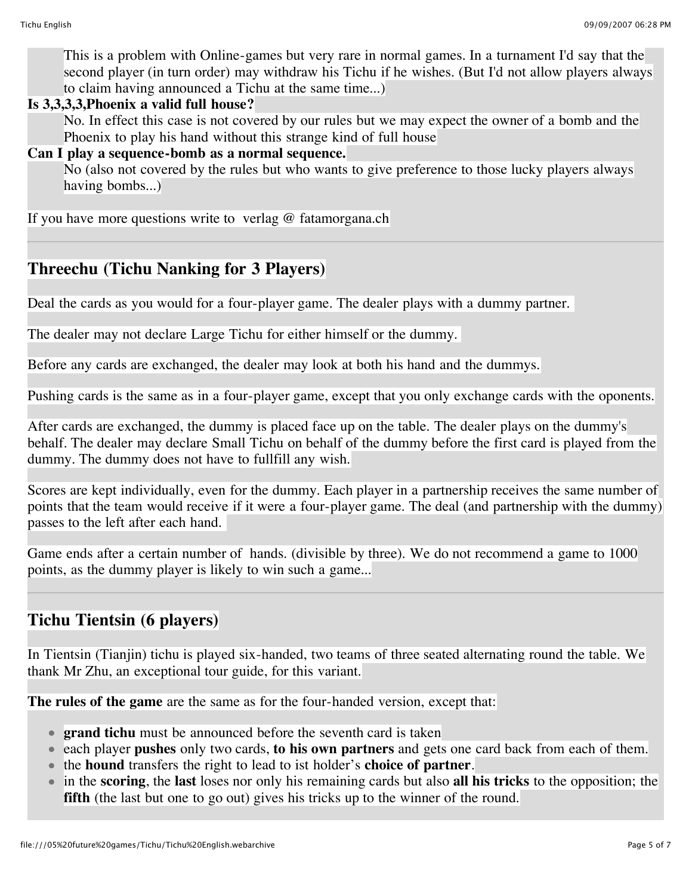This is a problem with Online-games but very rare in normal games. In a turnament I'd say that the second player (in turn order) may withdraw his Tichu if he wishes. (But I'd not allow players always to claim having announced a Tichu at the same time...)

**Is 3,3,3,3,Phoenix a valid full house?**

No. In effect this case is not covered by our rules but we may expect the owner of a bomb and the Phoenix to play his hand without this strange kind of full house

**Can I play a sequence-bomb as a normal sequence.**

No (also not covered by the rules but who wants to give preference to those lucky players always having bombs...)

If you have more questions write to verlag @ fatamorgana.ch

---

## Threechu (Tichu Nanking for 3 Players)

Deal the cards as you would for a four-player game. The dealer plays with a dummy partner.

The dealer may not declare Large Tichu for either himself or the dummy.

Before any cards are exchanged, the dealer may look at both his hand and the dummys.

Pushing cards is the same as in a four-player game, except that you only exchange cards with the oponents.

After cards are exchanged, the dummy is placed face up on the table. The dealer plays on the dummy's behalf. The dealer may declare Small Tichu on behalf of the dummy before the first card is played from the dummy. The dummy does not have to fullfill any wish.

Scores are kept individually, even for the dummy. Each player in a partnership receives the same number of points that the team would receive if it were a four-player game. The deal (and partnership with the dummy) passes to the left after each hand.

Game ends after a certain number of hands. (divisible by three). We do not recommend a game to 1000 points, as the dummy player is likely to win such a game...

---

## Tichu Tientsin (6 players)

In Tientsin (Tianjin) tichu is played six-handed, two teams of three seated alternating round the table. We thank Mr Zhu, an exceptional tour guide, for this variant.

**The rules of the game** are the same as for the four-handed version, except that:

- **grand tichu** must be announced before the seventh card is taken
- each player **pushes** only two cards, **to his own partners** and gets one card back from each of them.
- the **hound** transfers the right to lead to ist holder's **choice of partner**.
- in the **scoring**, the **last** loses nor only his remaining cards but also **all his tricks** to the opposition; the **fifth** (the last but one to go out) gives his tricks up to the winner of the round.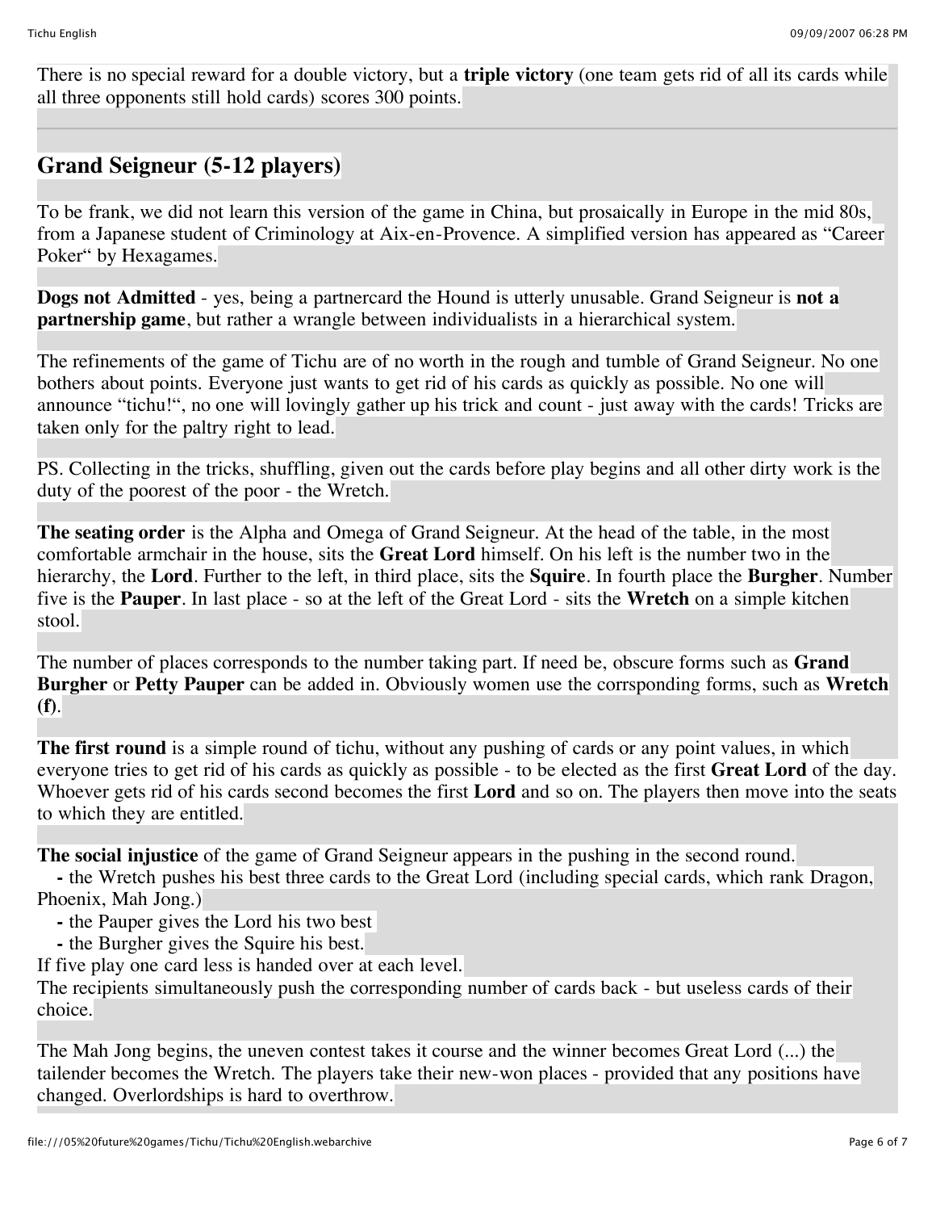There is no special reward for a double victory, but a **triple victory** (one team gets rid of all its cards while all three opponents still hold cards) scores 300 points.

---

## Grand Seigneur (5-12 players)

To be frank, we did not learn this version of the game in China, but prosaically in Europe in the mid 80s, from a Japanese student of Criminology at Aix-en-Provence. A simplified version has appeared as "Career Poker" by Hexagames.

**Dogs not Admitted** - yes, being a partnercard the Hound is utterly unusable. Grand Seigneur is **not a partnership game**, but rather a wrangle between individualists in a hierarchical system.

The refinements of the game of Tichu are of no worth in the rough and tumble of Grand Seigneur. No one bothers about points. Everyone just wants to get rid of his cards as quickly as possible. No one will announce "tichu!", no one will lovingly gather up his trick and count - just away with the cards! Tricks are taken only for the paltry right to lead.

PS. Collecting in the tricks, shuffling, given out the cards before play begins and all other dirty work is the duty of the poorest of the poor - the Wretch.

**The seating order** is the Alpha and Omega of Grand Seigneur. At the head of the table, in the most comfortable armchair in the house, sits the **Great Lord** himself. On his left is the number two in the hierarchy, the **Lord**. Further to the left, in third place, sits the **Squire**. In fourth place the **Burgher**. Number five is the **Pauper**. In last place - so at the left of the Great Lord - sits the **Wretch** on a simple kitchen stool.

The number of places corresponds to the number taking part. If need be, obscure forms such as **Grand Burgher** or **Petty Pauper** can be added in. Obviously women use the corrsponding forms, such as **Wretch (f)**.

**The first round** is a simple round of tichu, without any pushing of cards or any point values, in which everyone tries to get rid of his cards as quickly as possible - to be elected as the first **Great Lord** of the day. Whoever gets rid of his cards second becomes the first **Lord** and so on. The players then move into the seats to which they are entitled.

**The social injustice** of the game of Grand Seigneur appears in the pushing in the second round.

- the Wretch pushes his best three cards to the Great Lord (including special cards, which rank Dragon, Phoenix, Mah Jong.)
- the Pauper gives the Lord his two best
- the Burgher gives the Squire his best.

If five play one card less is handed over at each level.
The recipients simultaneously push the corresponding number of cards back - but useless cards of their choice.

The Mah Jong begins, the uneven contest takes it course and the winner becomes Great Lord (...) the tailender becomes the Wretch. The players take their new-won places - provided that any positions have changed. Overlordships is hard to overthrow.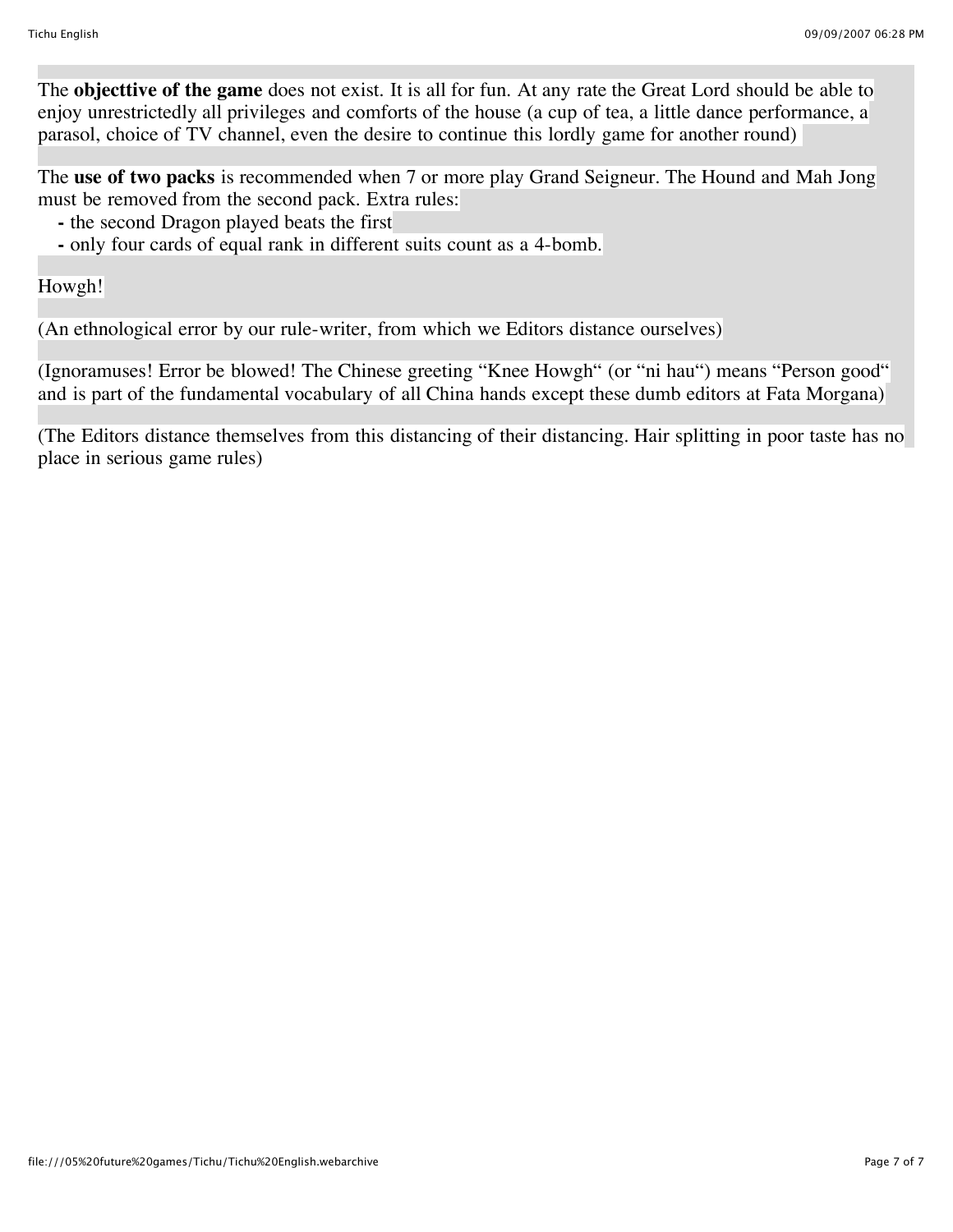The **objecttive of the game** does not exist. It is all for fun. At any rate the Great Lord should be able to enjoy unrestrictedly all privileges and comforts of the house (a cup of tea, a little dance performance, a parasol, choice of TV channel, even the desire to continue this lordly game for another round)

The **use of two packs** is recommended when 7 or more play Grand Seigneur. The Hound and Mah Jong must be removed from the second pack. Extra rules:

- the second Dragon played beats the first
- only four cards of equal rank in different suits count as a 4-bomb.

Howgh!

(An ethnological error by our rule-writer, from which we Editors distance ourselves)

(Ignoramuses! Error be blowed! The Chinese greeting “Knee Howgh“ (or “ni hau“) means “Person good“ and is part of the fundamental vocabulary of all China hands except these dumb editors at Fata Morgana)

(The Editors distance themselves from this distancing of their distancing. Hair splitting in poor taste has no place in serious game rules)